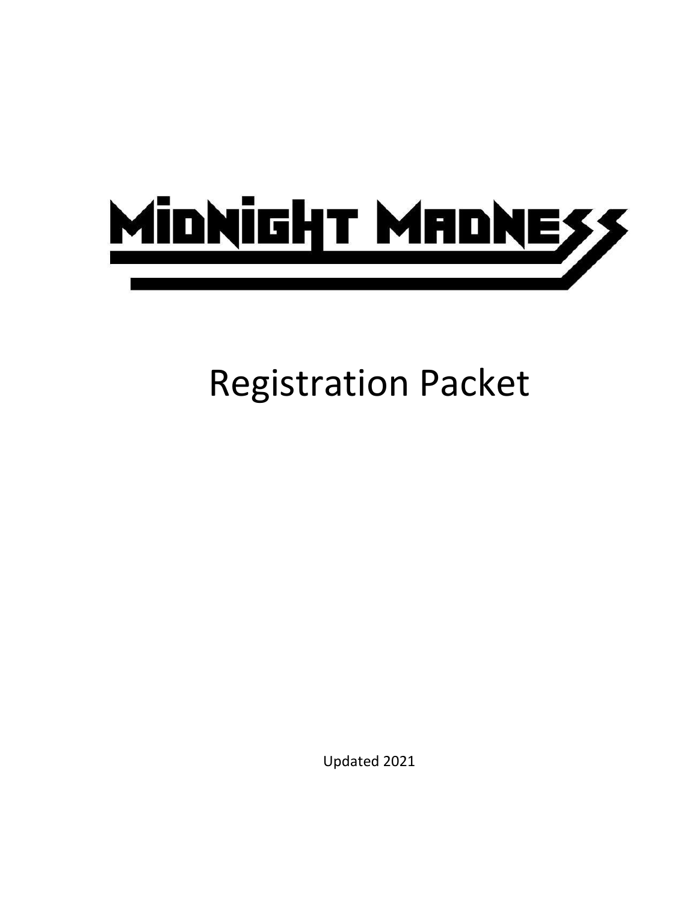# MIDNIGHT MADNESS

## Registration Packet

Updated 2021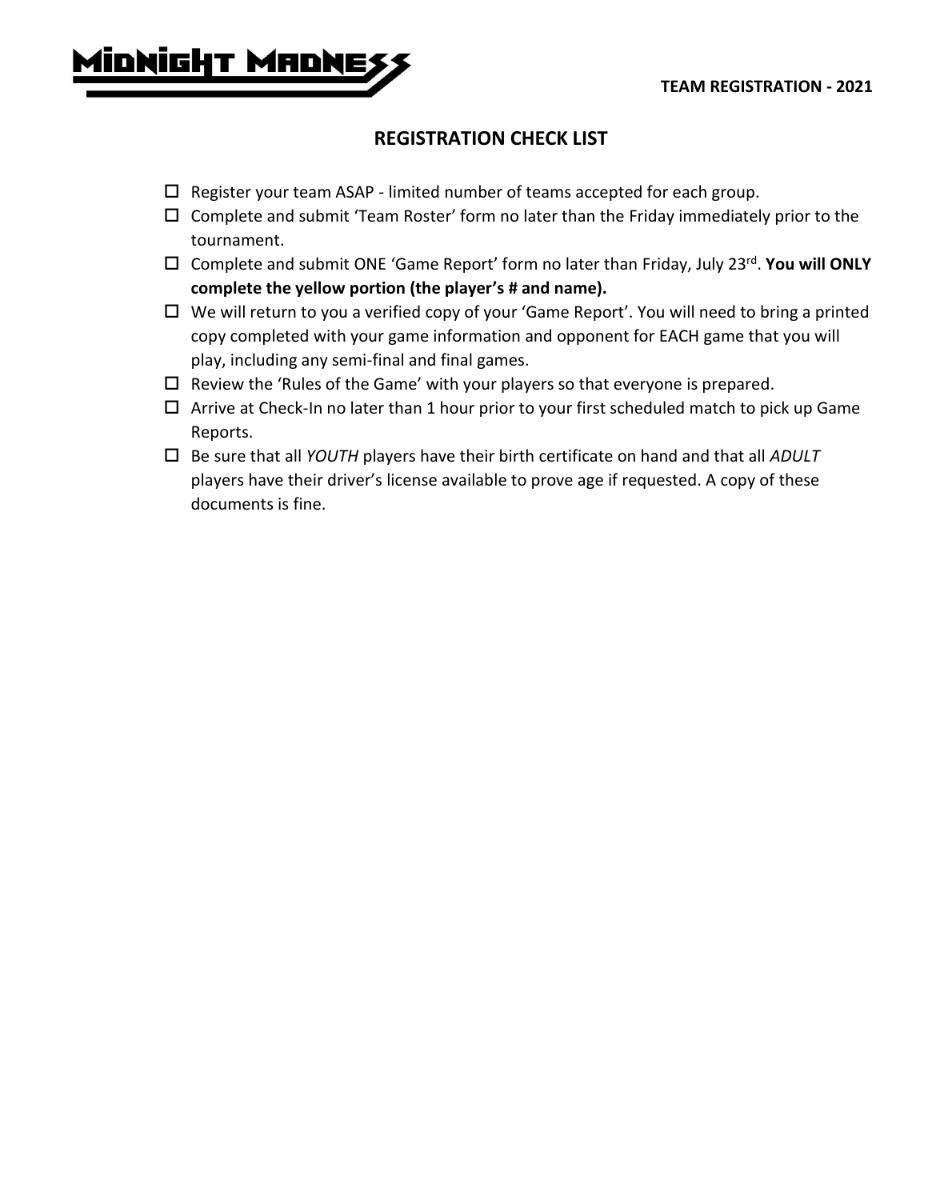MIDNIGHT MADNESS

**TEAM REGISTRATION - 2021**

## REGISTRATION CHECK LIST

- ☐ Register your team ASAP - limited number of teams accepted for each group.
- ☐ Complete and submit 'Team Roster' form no later than the Friday immediately prior to the tournament.
- ☐ Complete and submit ONE 'Game Report' form no later than Friday, July 23rd. **You will ONLY complete the yellow portion (the player's # and name).**
- ☐ We will return to you a verified copy of your 'Game Report'. You will need to bring a printed copy completed with your game information and opponent for EACH game that you will play, including any semi-final and final games.
- ☐ Review the 'Rules of the Game' with your players so that everyone is prepared.
- ☐ Arrive at Check-In no later than 1 hour prior to your first scheduled match to pick up Game Reports.
- ☐ Be sure that all *YOUTH* players have their birth certificate on hand and that all *ADULT* players have their driver's license available to prove age if requested. A copy of these documents is fine.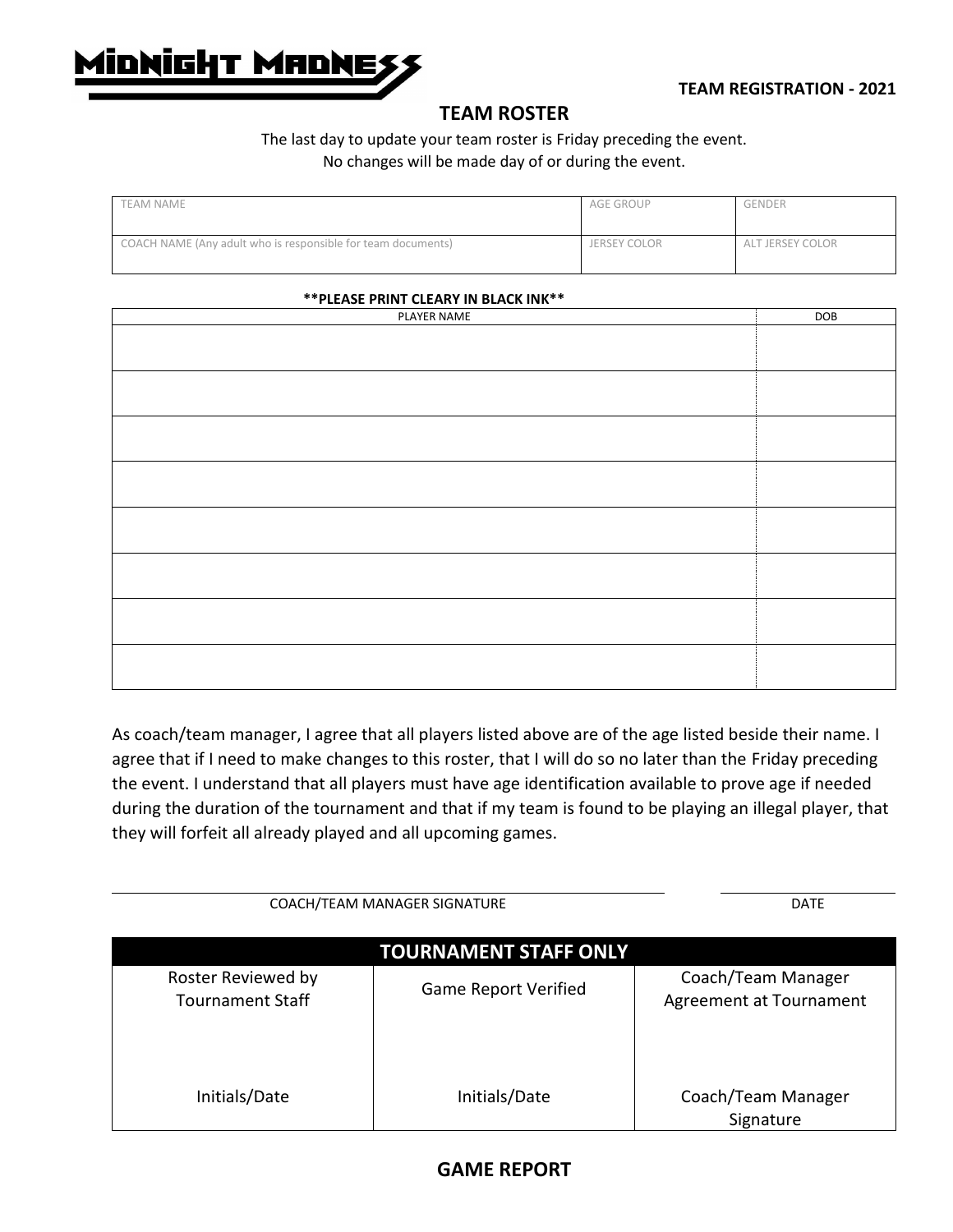# MIDNIGHT MADNESS

**TEAM REGISTRATION - 2021**

## TEAM ROSTER

The last day to update your team roster is Friday preceding the event.
No changes will be made day of or during the event.

| TEAM NAME | AGE GROUP | GENDER |
|---|---|---|
| COACH NAME (Any adult who is responsible for team documents) | JERSEY COLOR | ALT JERSEY COLOR |

**\*\*PLEASE PRINT CLEARY IN BLACK INK\*\***

| PLAYER NAME | DOB |
|---|---|
| | |
| | |
| | |
| | |
| | |
| | |
| | |
| | |

As coach/team manager, I agree that all players listed above are of the age listed beside their name. I agree that if I need to make changes to this roster, that I will do so no later than the Friday preceding the event. I understand that all players must have age identification available to prove age if needed during the duration of the tournament and that if my team is found to be playing an illegal player, that they will forfeit all already played and all upcoming games.

COACH/TEAM MANAGER SIGNATURE ______________________ DATE __________

| TOURNAMENT STAFF ONLY | | |
|---|---|---|
| Roster Reviewed by Tournament Staff | Game Report Verified | Coach/Team Manager Agreement at Tournament |
| Initials/Date | Initials/Date | Coach/Team Manager Signature |

## GAME REPORT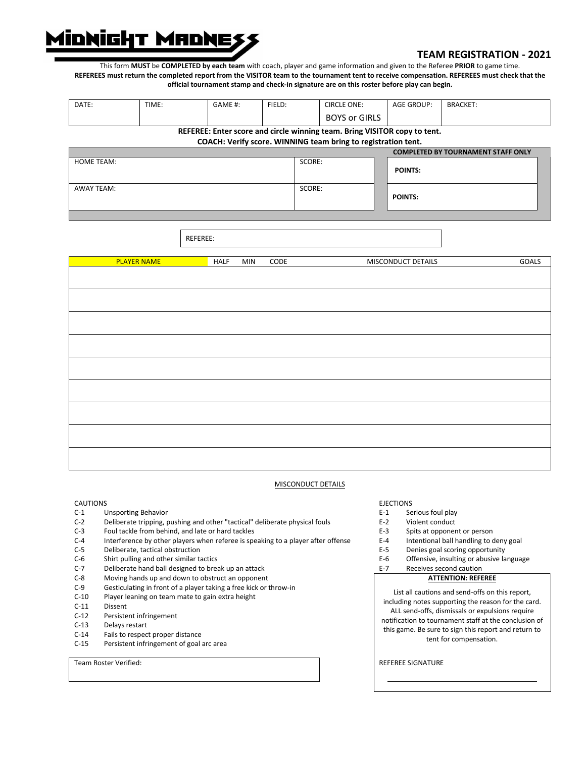# MIDNIGHT MADNESS

## TEAM REGISTRATION - 2021

This form **MUST** be **COMPLETED by each team** with coach, player and game information and given to the Referee **PRIOR** to game time.

**REFEREES must return the completed report from the VISITOR team to the tournament tent to receive compensation. REFEREES must check that the official tournament stamp and check-in signature are on this roster before play can begin.**

| DATE: | TIME: | GAME #: | FIELD: | CIRCLE ONE: BOYS or GIRLS | AGE GROUP: | BRACKET: |
|---|---|---|---|---|---|---|
| | | | | | | |

**REFEREE: Enter score and circle winning team. Bring VISITOR copy to tent.**
**COACH: Verify score. WINNING team bring to registration tent.**

| | | COMPLETED BY TOURNAMENT STAFF ONLY |
|---|---|---|
| HOME TEAM: | SCORE: | POINTS: |
| AWAY TEAM: | SCORE: | POINTS: |

REFEREE:

| PLAYER NAME | HALF | MIN | CODE | MISCONDUCT DETAILS | GOALS |
|---|---|---|---|---|---|
| | | | | | |
| | | | | | |
| | | | | | |
| | | | | | |
| | | | | | |
| | | | | | |
| | | | | | |
| | | | | | |
| | | | | | |

MISCONDUCT DETAILS

CAUTIONS

| | |
|---|---|
| C-1 | Unsporting Behavior |
| C-2 | Deliberate tripping, pushing and other "tactical" deliberate physical fouls |
| C-3 | Foul tackle from behind, and late or hard tackles |
| C-4 | Interference by other players when referee is speaking to a player after offense |
| C-5 | Deliberate, tactical obstruction |
| C-6 | Shirt pulling and other similar tactics |
| C-7 | Deliberate hand ball designed to break up an attack |
| C-8 | Moving hands up and down to obstruct an opponent |
| C-9 | Gesticulating in front of a player taking a free kick or throw-in |
| C-10 | Player leaning on team mate to gain extra height |
| C-11 | Dissent |
| C-12 | Persistent infringement |
| C-13 | Delays restart |
| C-14 | Fails to respect proper distance |
| C-15 | Persistent infringement of goal arc area |

EJECTIONS

| | |
|---|---|
| E-1 | Serious foul play |
| E-2 | Violent conduct |
| E-3 | Spits at opponent or person |
| E-4 | Intentional ball handling to deny goal |
| E-5 | Denies goal scoring opportunity |
| E-6 | Offensive, insulting or abusive language |
| E-7 | Receives second caution |

**ATTENTION: REFEREE**

List all cautions and send-offs on this report, including notes supporting the reason for the card. ALL send-offs, dismissals or expulsions require notification to tournament staff at the conclusion of this game. Be sure to sign this report and return to tent for compensation.

Team Roster Verified:

REFEREE SIGNATURE